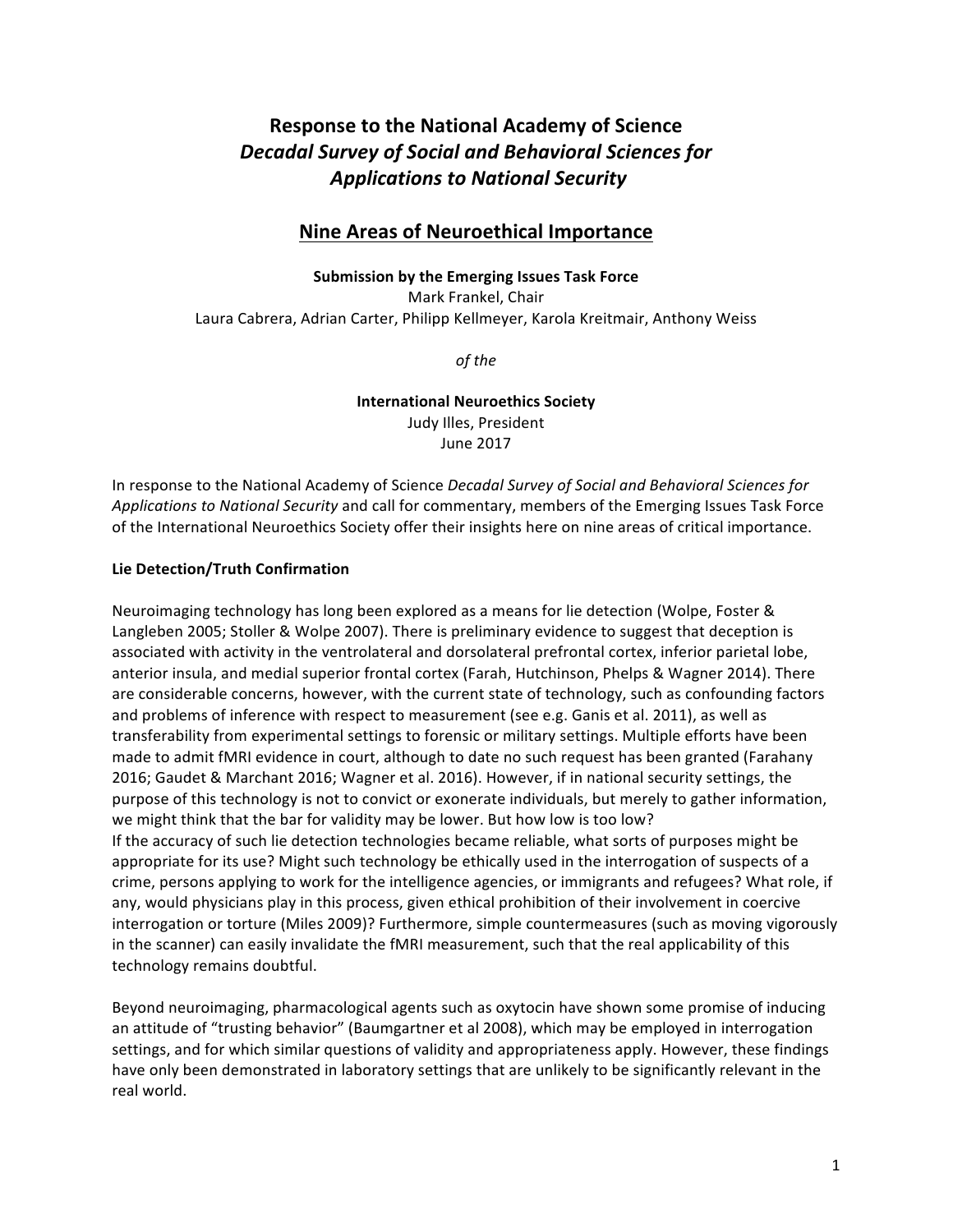# Response to the National Academy of Science *Decadal Survey of Social and Behavioral Sciences for Applications to National Security*

## Nine Areas of Neuroethical Importance

**Submission by the Emerging Issues Task Force**
Mark Frankel, Chair
Laura Cabrera, Adrian Carter, Philipp Kellmeyer, Karola Kreitmair, Anthony Weiss

*of the*

**International Neuroethics Society**
Judy Illes, President
June 2017

In response to the National Academy of Science *Decadal Survey of Social and Behavioral Sciences for Applications to National Security* and call for commentary, members of the Emerging Issues Task Force of the International Neuroethics Society offer their insights here on nine areas of critical importance.

### Lie Detection/Truth Confirmation

Neuroimaging technology has long been explored as a means for lie detection (Wolpe, Foster & Langleben 2005; Stoller & Wolpe 2007). There is preliminary evidence to suggest that deception is associated with activity in the ventrolateral and dorsolateral prefrontal cortex, inferior parietal lobe, anterior insula, and medial superior frontal cortex (Farah, Hutchinson, Phelps & Wagner 2014). There are considerable concerns, however, with the current state of technology, such as confounding factors and problems of inference with respect to measurement (see e.g. Ganis et al. 2011), as well as transferability from experimental settings to forensic or military settings. Multiple efforts have been made to admit fMRI evidence in court, although to date no such request has been granted (Farahany 2016; Gaudet & Marchant 2016; Wagner et al. 2016). However, if in national security settings, the purpose of this technology is not to convict or exonerate individuals, but merely to gather information, we might think that the bar for validity may be lower. But how low is too low?
If the accuracy of such lie detection technologies became reliable, what sorts of purposes might be appropriate for its use? Might such technology be ethically used in the interrogation of suspects of a crime, persons applying to work for the intelligence agencies, or immigrants and refugees? What role, if any, would physicians play in this process, given ethical prohibition of their involvement in coercive interrogation or torture (Miles 2009)? Furthermore, simple countermeasures (such as moving vigorously in the scanner) can easily invalidate the fMRI measurement, such that the real applicability of this technology remains doubtful.

Beyond neuroimaging, pharmacological agents such as oxytocin have shown some promise of inducing an attitude of "trusting behavior" (Baumgartner et al 2008), which may be employed in interrogation settings, and for which similar questions of validity and appropriateness apply. However, these findings have only been demonstrated in laboratory settings that are unlikely to be significantly relevant in the real world.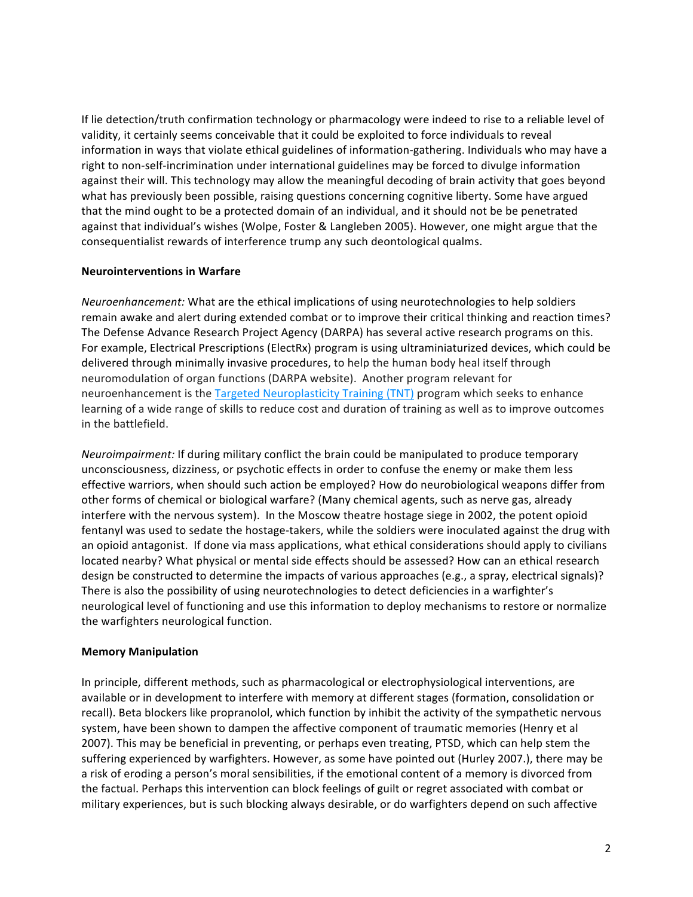If lie detection/truth confirmation technology or pharmacology were indeed to rise to a reliable level of validity, it certainly seems conceivable that it could be exploited to force individuals to reveal information in ways that violate ethical guidelines of information-gathering. Individuals who may have a right to non-self-incrimination under international guidelines may be forced to divulge information against their will. This technology may allow the meaningful decoding of brain activity that goes beyond what has previously been possible, raising questions concerning cognitive liberty. Some have argued that the mind ought to be a protected domain of an individual, and it should not be be penetrated against that individual's wishes (Wolpe, Foster & Langleben 2005). However, one might argue that the consequentialist rewards of interference trump any such deontological qualms.

**Neurointerventions in Warfare**

*Neuroenhancement:* What are the ethical implications of using neurotechnologies to help soldiers remain awake and alert during extended combat or to improve their critical thinking and reaction times? The Defense Advance Research Project Agency (DARPA) has several active research programs on this. For example, Electrical Prescriptions (ElectRx) program is using ultraminiaturized devices, which could be delivered through minimally invasive procedures, to help the human body heal itself through neuromodulation of organ functions (DARPA website). Another program relevant for neuroenhancement is the Targeted Neuroplasticity Training (TNT) program which seeks to enhance learning of a wide range of skills to reduce cost and duration of training as well as to improve outcomes in the battlefield.

*Neuroimpairment:* If during military conflict the brain could be manipulated to produce temporary unconsciousness, dizziness, or psychotic effects in order to confuse the enemy or make them less effective warriors, when should such action be employed? How do neurobiological weapons differ from other forms of chemical or biological warfare? (Many chemical agents, such as nerve gas, already interfere with the nervous system). In the Moscow theatre hostage siege in 2002, the potent opioid fentanyl was used to sedate the hostage-takers, while the soldiers were inoculated against the drug with an opioid antagonist. If done via mass applications, what ethical considerations should apply to civilians located nearby? What physical or mental side effects should be assessed? How can an ethical research design be constructed to determine the impacts of various approaches (e.g., a spray, electrical signals)? There is also the possibility of using neurotechnologies to detect deficiencies in a warfighter's neurological level of functioning and use this information to deploy mechanisms to restore or normalize the warfighters neurological function.

**Memory Manipulation**

In principle, different methods, such as pharmacological or electrophysiological interventions, are available or in development to interfere with memory at different stages (formation, consolidation or recall). Beta blockers like propranolol, which function by inhibit the activity of the sympathetic nervous system, have been shown to dampen the affective component of traumatic memories (Henry et al 2007). This may be beneficial in preventing, or perhaps even treating, PTSD, which can help stem the suffering experienced by warfighters. However, as some have pointed out (Hurley 2007.), there may be a risk of eroding a person's moral sensibilities, if the emotional content of a memory is divorced from the factual. Perhaps this intervention can block feelings of guilt or regret associated with combat or military experiences, but is such blocking always desirable, or do warfighters depend on such affective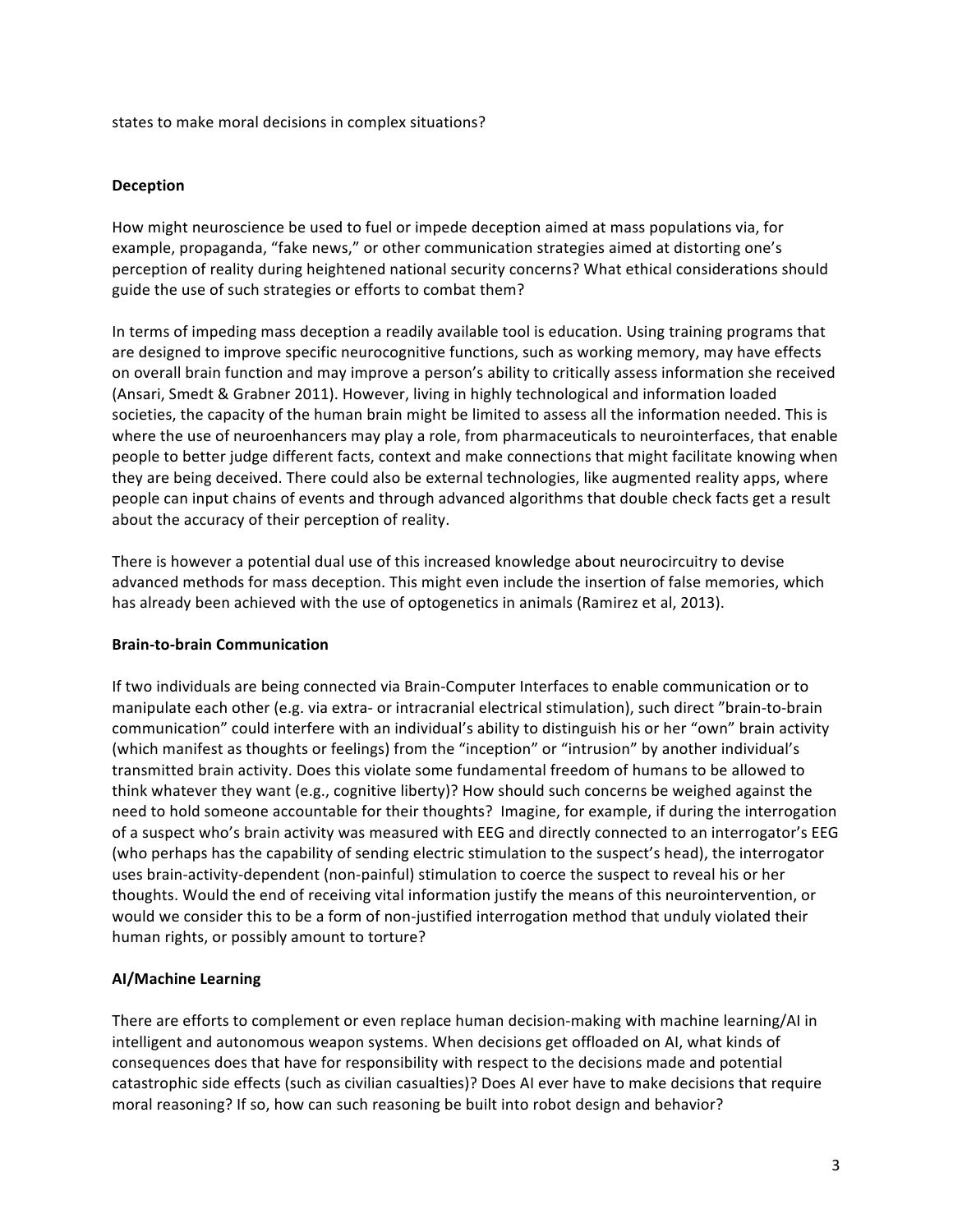states to make moral decisions in complex situations?

**Deception**

How might neuroscience be used to fuel or impede deception aimed at mass populations via, for example, propaganda, "fake news," or other communication strategies aimed at distorting one's perception of reality during heightened national security concerns? What ethical considerations should guide the use of such strategies or efforts to combat them?

In terms of impeding mass deception a readily available tool is education. Using training programs that are designed to improve specific neurocognitive functions, such as working memory, may have effects on overall brain function and may improve a person's ability to critically assess information she received (Ansari, Smedt & Grabner 2011). However, living in highly technological and information loaded societies, the capacity of the human brain might be limited to assess all the information needed. This is where the use of neuroenhancers may play a role, from pharmaceuticals to neurointerfaces, that enable people to better judge different facts, context and make connections that might facilitate knowing when they are being deceived. There could also be external technologies, like augmented reality apps, where people can input chains of events and through advanced algorithms that double check facts get a result about the accuracy of their perception of reality.

There is however a potential dual use of this increased knowledge about neurocircuitry to devise advanced methods for mass deception. This might even include the insertion of false memories, which has already been achieved with the use of optogenetics in animals (Ramirez et al, 2013).

**Brain-to-brain Communication**

If two individuals are being connected via Brain-Computer Interfaces to enable communication or to manipulate each other (e.g. via extra- or intracranial electrical stimulation), such direct "brain-to-brain communication" could interfere with an individual's ability to distinguish his or her "own" brain activity (which manifest as thoughts or feelings) from the "inception" or "intrusion" by another individual's transmitted brain activity. Does this violate some fundamental freedom of humans to be allowed to think whatever they want (e.g., cognitive liberty)? How should such concerns be weighed against the need to hold someone accountable for their thoughts? Imagine, for example, if during the interrogation of a suspect who's brain activity was measured with EEG and directly connected to an interrogator's EEG (who perhaps has the capability of sending electric stimulation to the suspect's head), the interrogator uses brain-activity-dependent (non-painful) stimulation to coerce the suspect to reveal his or her thoughts. Would the end of receiving vital information justify the means of this neurointervention, or would we consider this to be a form of non-justified interrogation method that unduly violated their human rights, or possibly amount to torture?

**AI/Machine Learning**

There are efforts to complement or even replace human decision-making with machine learning/AI in intelligent and autonomous weapon systems. When decisions get offloaded on AI, what kinds of consequences does that have for responsibility with respect to the decisions made and potential catastrophic side effects (such as civilian casualties)? Does AI ever have to make decisions that require moral reasoning? If so, how can such reasoning be built into robot design and behavior?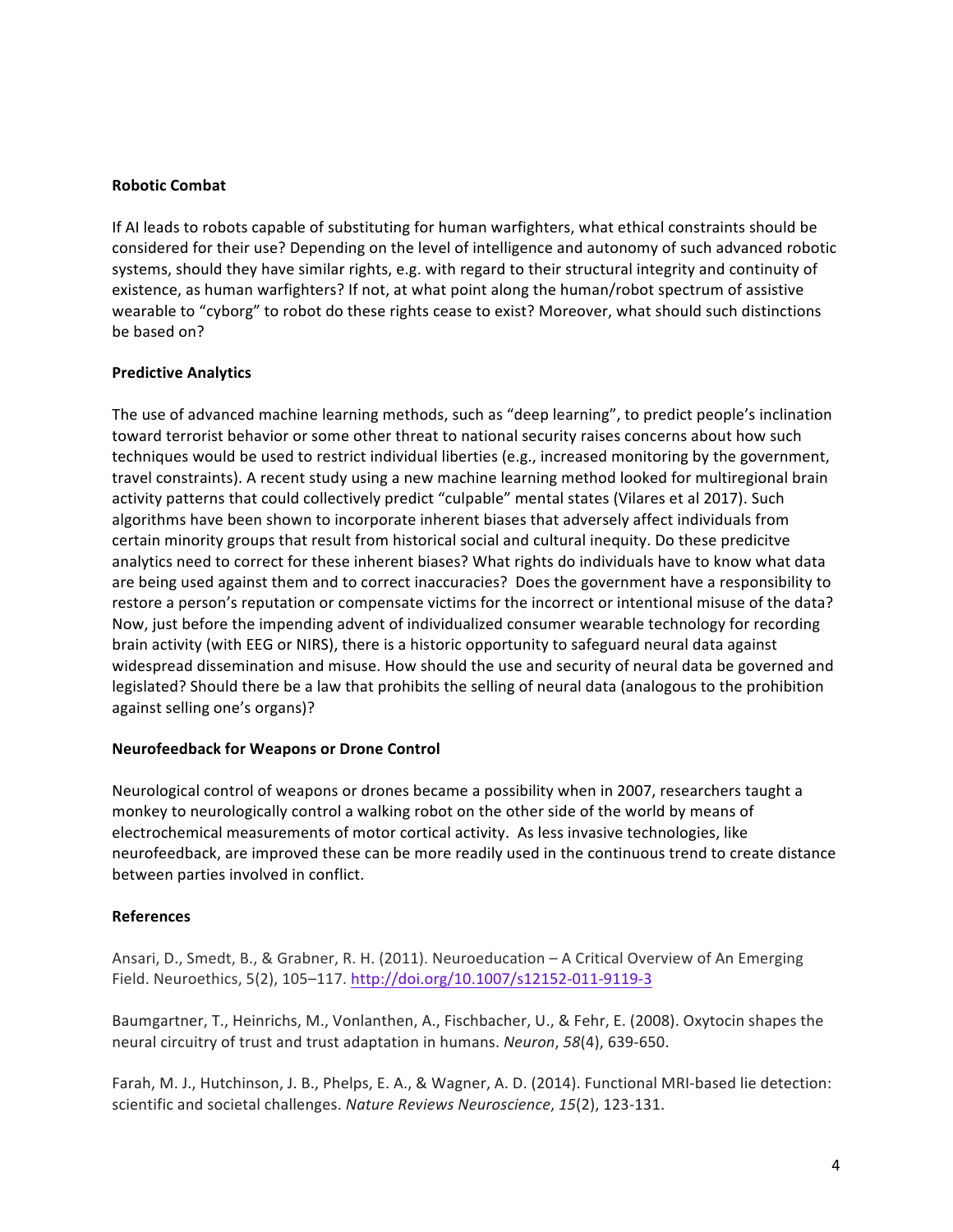**Robotic Combat**

If AI leads to robots capable of substituting for human warfighters, what ethical constraints should be considered for their use? Depending on the level of intelligence and autonomy of such advanced robotic systems, should they have similar rights, e.g. with regard to their structural integrity and continuity of existence, as human warfighters? If not, at what point along the human/robot spectrum of assistive wearable to "cyborg" to robot do these rights cease to exist? Moreover, what should such distinctions be based on?

**Predictive Analytics**

The use of advanced machine learning methods, such as "deep learning", to predict people's inclination toward terrorist behavior or some other threat to national security raises concerns about how such techniques would be used to restrict individual liberties (e.g., increased monitoring by the government, travel constraints). A recent study using a new machine learning method looked for multiregional brain activity patterns that could collectively predict "culpable" mental states (Vilares et al 2017). Such algorithms have been shown to incorporate inherent biases that adversely affect individuals from certain minority groups that result from historical social and cultural inequity. Do these predicitve analytics need to correct for these inherent biases? What rights do individuals have to know what data are being used against them and to correct inaccuracies? Does the government have a responsibility to restore a person's reputation or compensate victims for the incorrect or intentional misuse of the data? Now, just before the impending advent of individualized consumer wearable technology for recording brain activity (with EEG or NIRS), there is a historic opportunity to safeguard neural data against widespread dissemination and misuse. How should the use and security of neural data be governed and legislated? Should there be a law that prohibits the selling of neural data (analogous to the prohibition against selling one's organs)?

**Neurofeedback for Weapons or Drone Control**

Neurological control of weapons or drones became a possibility when in 2007, researchers taught a monkey to neurologically control a walking robot on the other side of the world by means of electrochemical measurements of motor cortical activity. As less invasive technologies, like neurofeedback, are improved these can be more readily used in the continuous trend to create distance between parties involved in conflict.

**References**

Ansari, D., Smedt, B., & Grabner, R. H. (2011). Neuroeducation – A Critical Overview of An Emerging Field. Neuroethics, 5(2), 105–117. http://doi.org/10.1007/s12152-011-9119-3

Baumgartner, T., Heinrichs, M., Vonlanthen, A., Fischbacher, U., & Fehr, E. (2008). Oxytocin shapes the neural circuitry of trust and trust adaptation in humans. *Neuron*, *58*(4), 639-650.

Farah, M. J., Hutchinson, J. B., Phelps, E. A., & Wagner, A. D. (2014). Functional MRI-based lie detection: scientific and societal challenges. *Nature Reviews Neuroscience*, *15*(2), 123-131.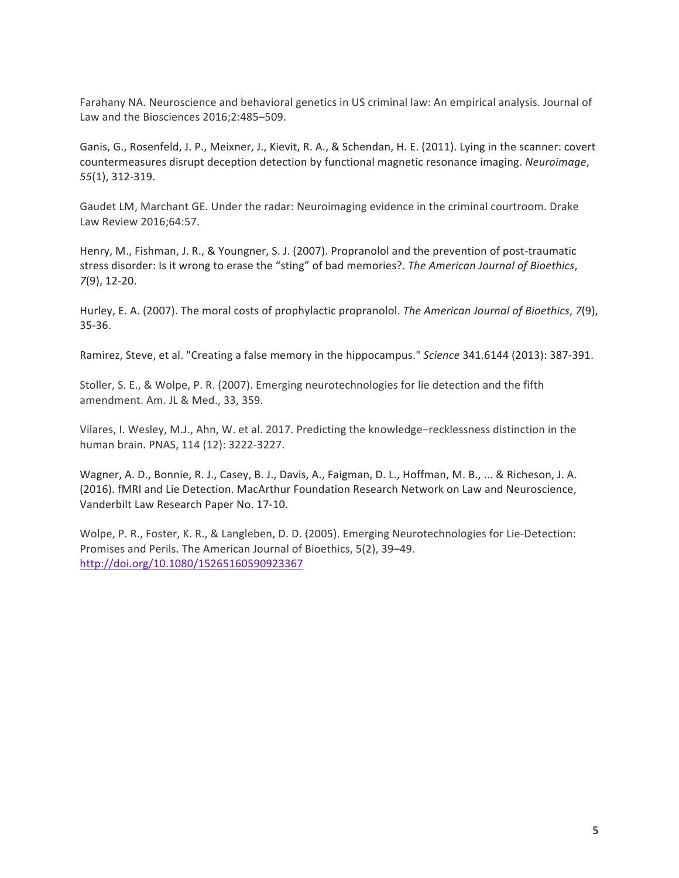Farahany NA. Neuroscience and behavioral genetics in US criminal law: An empirical analysis. Journal of Law and the Biosciences 2016;2:485–509.

Ganis, G., Rosenfeld, J. P., Meixner, J., Kievit, R. A., & Schendan, H. E. (2011). Lying in the scanner: covert countermeasures disrupt deception detection by functional magnetic resonance imaging. *Neuroimage*, *55*(1), 312-319.

Gaudet LM, Marchant GE. Under the radar: Neuroimaging evidence in the criminal courtroom. Drake Law Review 2016;64:57.

Henry, M., Fishman, J. R., & Youngner, S. J. (2007). Propranolol and the prevention of post-traumatic stress disorder: Is it wrong to erase the "sting" of bad memories?. *The American Journal of Bioethics*, *7*(9), 12-20.

Hurley, E. A. (2007). The moral costs of prophylactic propranolol. *The American Journal of Bioethics*, *7*(9), 35-36.

Ramirez, Steve, et al. "Creating a false memory in the hippocampus." *Science* 341.6144 (2013): 387-391.

Stoller, S. E., & Wolpe, P. R. (2007). Emerging neurotechnologies for lie detection and the fifth amendment. Am. JL & Med., 33, 359.

Vilares, I. Wesley, M.J., Ahn, W. et al. 2017. Predicting the knowledge–recklessness distinction in the human brain. PNAS, 114 (12): 3222-3227.

Wagner, A. D., Bonnie, R. J., Casey, B. J., Davis, A., Faigman, D. L., Hoffman, M. B., ... & Richeson, J. A. (2016). fMRI and Lie Detection. MacArthur Foundation Research Network on Law and Neuroscience, Vanderbilt Law Research Paper No. 17-10.

Wolpe, P. R., Foster, K. R., & Langleben, D. D. (2005). Emerging Neurotechnologies for Lie-Detection: Promises and Perils. The American Journal of Bioethics, 5(2), 39–49. http://doi.org/10.1080/15265160590923367